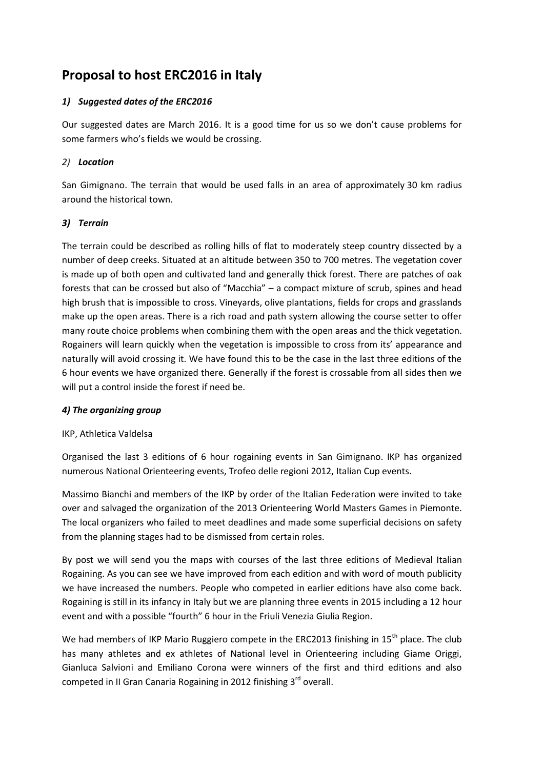# Proposal to host ERC2016 in Italy

### *1) Suggested dates of the ERC2016*

Our suggested dates are March 2016. It is a good time for us so we don't cause problems for some farmers who's fields we would be crossing.

### *2) Location*

San Gimignano. The terrain that would be used falls in an area of approximately 30 km radius around the historical town.

### *3) Terrain*

The terrain could be described as rolling hills of flat to moderately steep country dissected by a number of deep creeks. Situated at an altitude between 350 to 700 metres. The vegetation cover is made up of both open and cultivated land and generally thick forest. There are patches of oak forests that can be crossed but also of "Macchia" – a compact mixture of scrub, spines and head high brush that is impossible to cross. Vineyards, olive plantations, fields for crops and grasslands make up the open areas. There is a rich road and path system allowing the course setter to offer many route choice problems when combining them with the open areas and the thick vegetation. Rogainers will learn quickly when the vegetation is impossible to cross from its' appearance and naturally will avoid crossing it. We have found this to be the case in the last three editions of the 6 hour events we have organized there. Generally if the forest is crossable from all sides then we will put a control inside the forest if need be.

### *4) The organizing group*

IKP, Athletica Valdelsa

Organised the last 3 editions of 6 hour rogaining events in San Gimignano. IKP has organized numerous National Orienteering events, Trofeo delle regioni 2012, Italian Cup events.

Massimo Bianchi and members of the IKP by order of the Italian Federation were invited to take over and salvaged the organization of the 2013 Orienteering World Masters Games in Piemonte. The local organizers who failed to meet deadlines and made some superficial decisions on safety from the planning stages had to be dismissed from certain roles.

By post we will send you the maps with courses of the last three editions of Medieval Italian Rogaining. As you can see we have improved from each edition and with word of mouth publicity we have increased the numbers. People who competed in earlier editions have also come back. Rogaining is still in its infancy in Italy but we are planning three events in 2015 including a 12 hour event and with a possible "fourth" 6 hour in the Friuli Venezia Giulia Region.

We had members of IKP Mario Ruggiero compete in the ERC2013 finishing in 15th place. The club has many athletes and ex athletes of National level in Orienteering including Giame Origgi, Gianluca Salvioni and Emiliano Corona were winners of the first and third editions and also competed in II Gran Canaria Rogaining in 2012 finishing 3rd overall.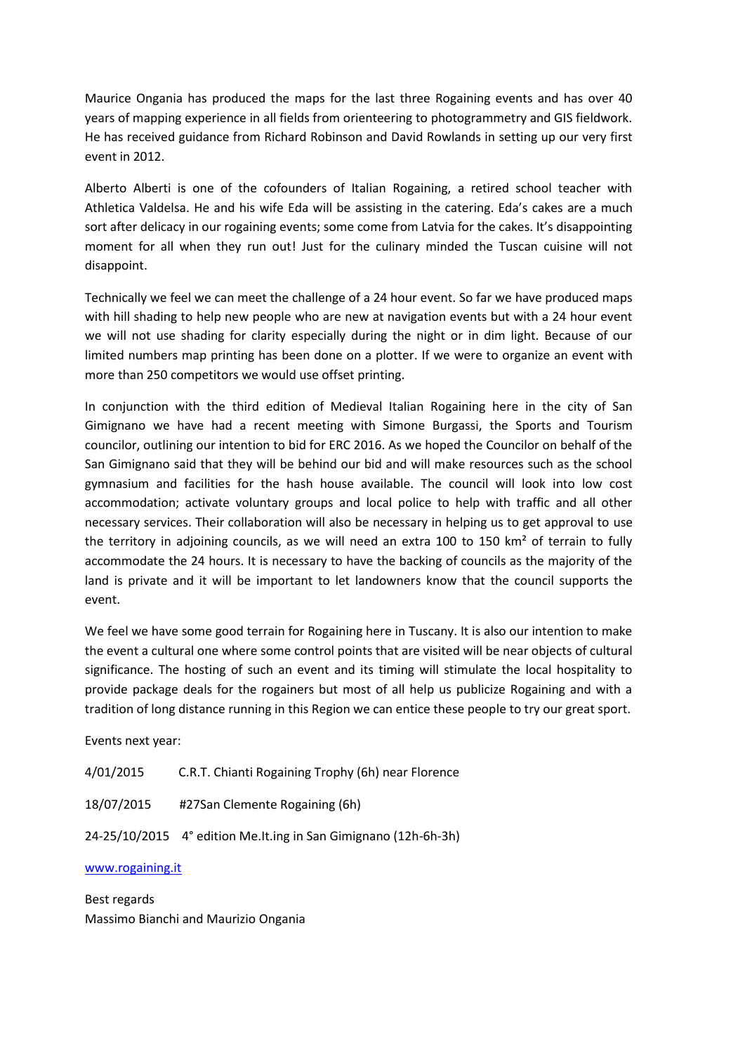Maurice Ongania has produced the maps for the last three Rogaining events and has over 40 years of mapping experience in all fields from orienteering to photogrammetry and GIS fieldwork. He has received guidance from Richard Robinson and David Rowlands in setting up our very first event in 2012.

Alberto Alberti is one of the cofounders of Italian Rogaining, a retired school teacher with Athletica Valdelsa. He and his wife Eda will be assisting in the catering. Eda's cakes are a much sort after delicacy in our rogaining events; some come from Latvia for the cakes. It's disappointing moment for all when they run out! Just for the culinary minded the Tuscan cuisine will not disappoint.

Technically we feel we can meet the challenge of a 24 hour event. So far we have produced maps with hill shading to help new people who are new at navigation events but with a 24 hour event we will not use shading for clarity especially during the night or in dim light. Because of our limited numbers map printing has been done on a plotter. If we were to organize an event with more than 250 competitors we would use offset printing.

In conjunction with the third edition of Medieval Italian Rogaining here in the city of San Gimignano we have had a recent meeting with Simone Burgassi, the Sports and Tourism councilor, outlining our intention to bid for ERC 2016. As we hoped the Councilor on behalf of the San Gimignano said that they will be behind our bid and will make resources such as the school gymnasium and facilities for the hash house available. The council will look into low cost accommodation; activate voluntary groups and local police to help with traffic and all other necessary services. Their collaboration will also be necessary in helping us to get approval to use the territory in adjoining councils, as we will need an extra 100 to 150 km² of terrain to fully accommodate the 24 hours. It is necessary to have the backing of councils as the majority of the land is private and it will be important to let landowners know that the council supports the event.

We feel we have some good terrain for Rogaining here in Tuscany. It is also our intention to make the event a cultural one where some control points that are visited will be near objects of cultural significance. The hosting of such an event and its timing will stimulate the local hospitality to provide package deals for the rogainers but most of all help us publicize Rogaining and with a tradition of long distance running in this Region we can entice these people to try our great sport.

Events next year:

4/01/2015 C.R.T. Chianti Rogaining Trophy (6h) near Florence

18/07/2015 #27San Clemente Rogaining (6h)

24-25/10/2015 4° edition Me.It.ing in San Gimignano (12h-6h-3h)

www.rogaining.it

Best regards
Massimo Bianchi and Maurizio Ongania